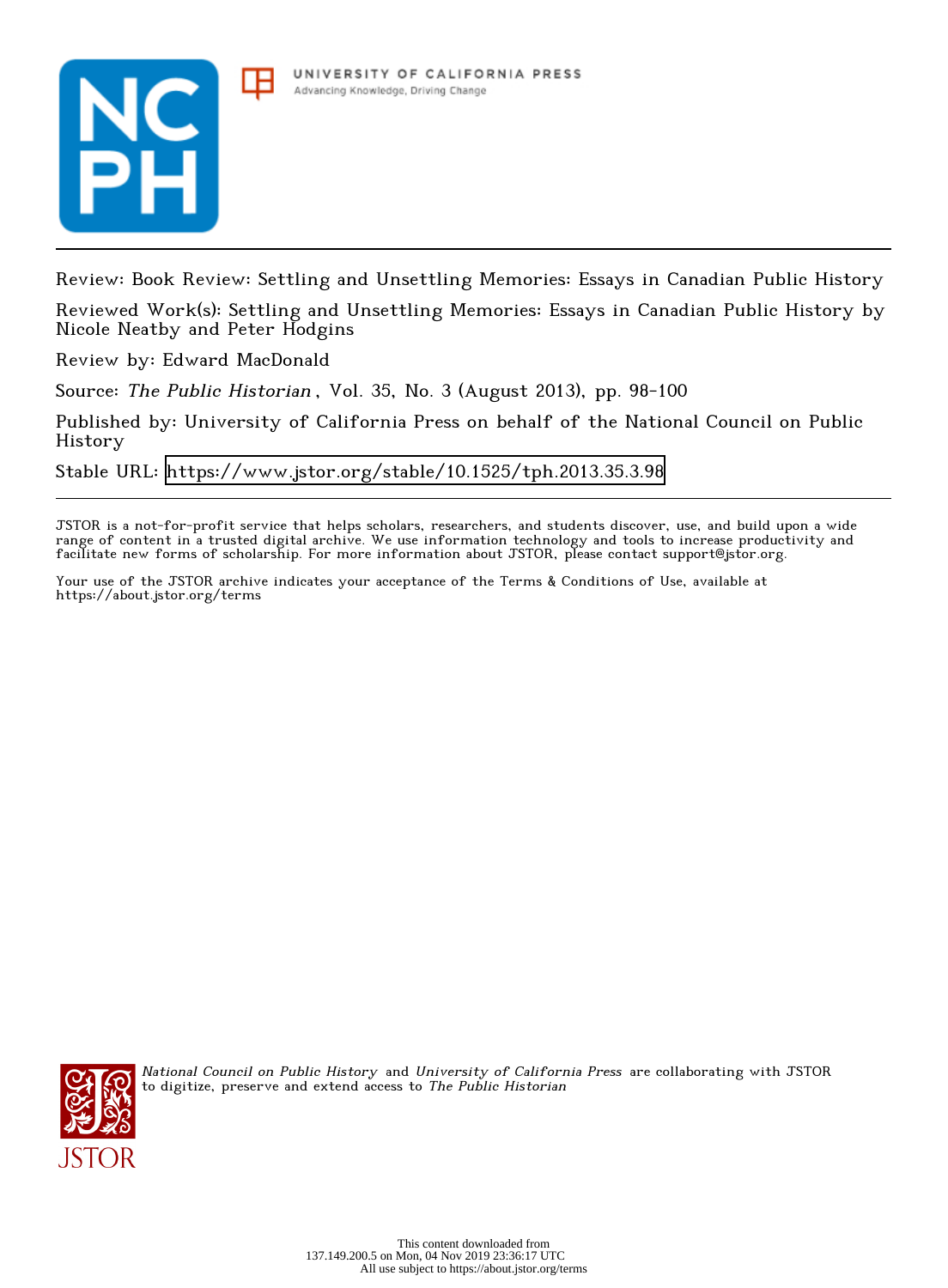Review: Book Review: Settling and Unsettling Memories: Essays in Canadian Public History

Reviewed Work(s): Settling and Unsettling Memories: Essays in Canadian Public History by Nicole Neatby and Peter Hodgins

Review by: Edward MacDonald

Source: *The Public Historian*, Vol. 35, No. 3 (August 2013), pp. 98-100

Published by: University of California Press on behalf of the National Council on Public History

Stable URL: https://www.jstor.org/stable/10.1525/tph.2013.35.3.98

---

JSTOR is a not-for-profit service that helps scholars, researchers, and students discover, use, and build upon a wide range of content in a trusted digital archive. We use information technology and tools to increase productivity and facilitate new forms of scholarship. For more information about JSTOR, please contact support@jstor.org.

Your use of the JSTOR archive indicates your acceptance of the Terms & Conditions of Use, available at https://about.jstor.org/terms

*National Council on Public History* and *University of California Press* are collaborating with JSTOR to digitize, preserve and extend access to *The Public Historian*

This content downloaded from 137.149.200.5 on Mon, 04 Nov 2019 23:36:17 UTC
All use subject to https://about.jstor.org/terms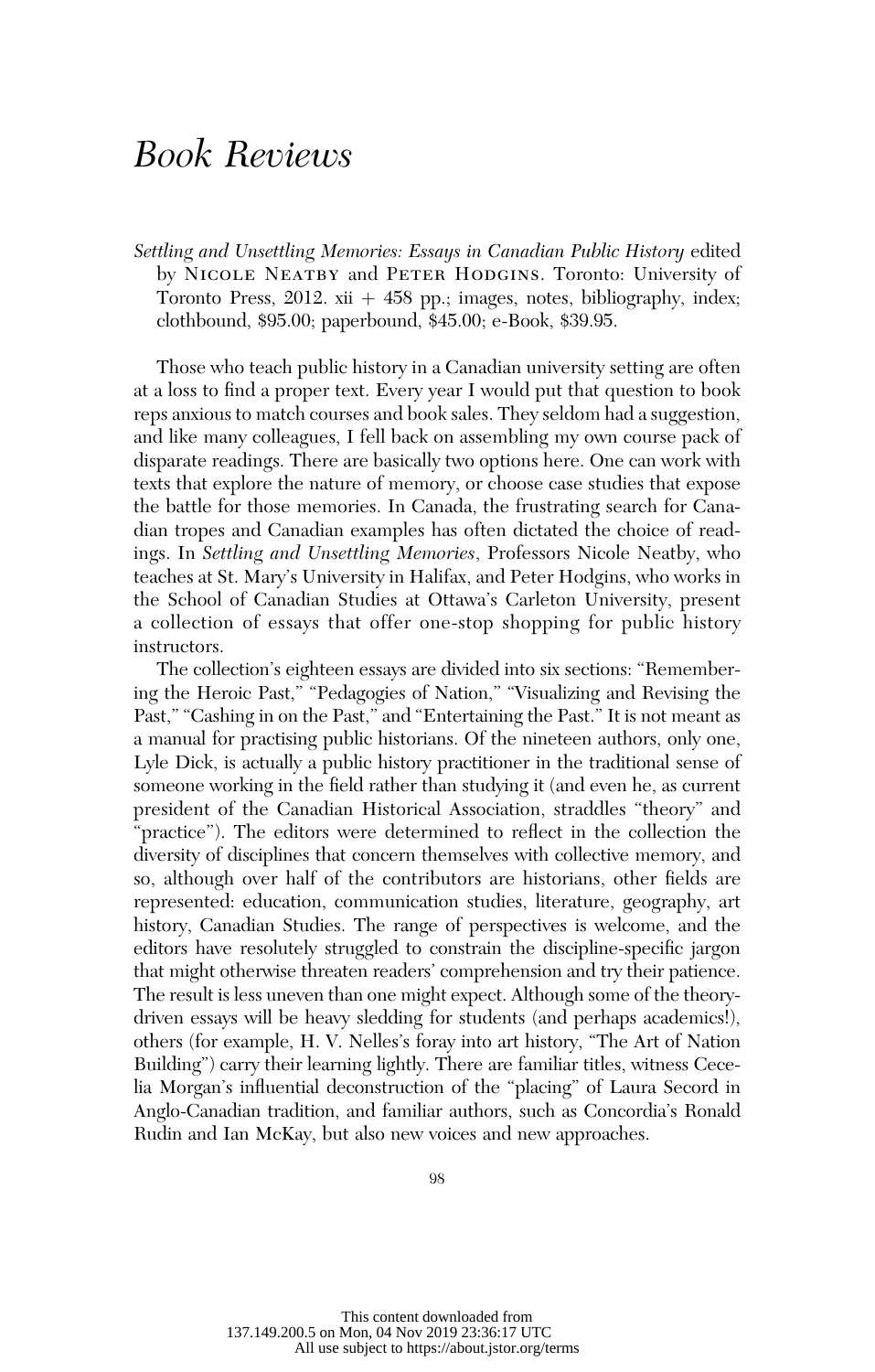# Book Reviews

*Settling and Unsettling Memories: Essays in Canadian Public History* edited by Nicole Neatby and Peter Hodgins. Toronto: University of Toronto Press, 2012. xii + 458 pp.; images, notes, bibliography, index; clothbound, $95.00; paperbound, $45.00; e-Book, $39.95.

Those who teach public history in a Canadian university setting are often at a loss to find a proper text. Every year I would put that question to book reps anxious to match courses and book sales. They seldom had a suggestion, and like many colleagues, I fell back on assembling my own course pack of disparate readings. There are basically two options here. One can work with texts that explore the nature of memory, or choose case studies that expose the battle for those memories. In Canada, the frustrating search for Canadian tropes and Canadian examples has often dictated the choice of readings. In *Settling and Unsettling Memories*, Professors Nicole Neatby, who teaches at St. Mary's University in Halifax, and Peter Hodgins, who works in the School of Canadian Studies at Ottawa's Carleton University, present a collection of essays that offer one-stop shopping for public history instructors.

The collection's eighteen essays are divided into six sections: "Remembering the Heroic Past," "Pedagogies of Nation," "Visualizing and Revising the Past," "Cashing in on the Past," and "Entertaining the Past." It is not meant as a manual for practising public historians. Of the nineteen authors, only one, Lyle Dick, is actually a public history practitioner in the traditional sense of someone working in the field rather than studying it (and even he, as current president of the Canadian Historical Association, straddles "theory" and "practice"). The editors were determined to reflect in the collection the diversity of disciplines that concern themselves with collective memory, and so, although over half of the contributors are historians, other fields are represented: education, communication studies, literature, geography, art history, Canadian Studies. The range of perspectives is welcome, and the editors have resolutely struggled to constrain the discipline-specific jargon that might otherwise threaten readers' comprehension and try their patience. The result is less uneven than one might expect. Although some of the theory-driven essays will be heavy sledding for students (and perhaps academics!), others (for example, H. V. Nelles's foray into art history, "The Art of Nation Building") carry their learning lightly. There are familiar titles, witness Cecelia Morgan's influential deconstruction of the "placing" of Laura Secord in Anglo-Canadian tradition, and familiar authors, such as Concordia's Ronald Rudin and Ian McKay, but also new voices and new approaches.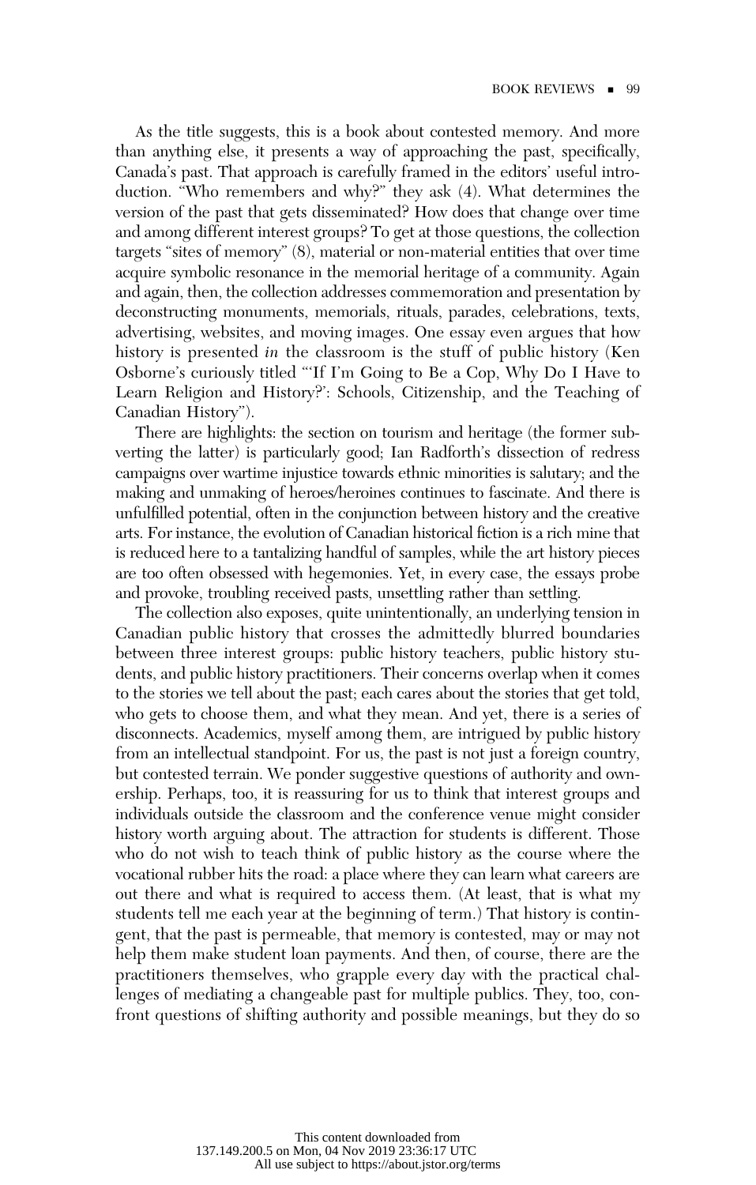As the title suggests, this is a book about contested memory. And more than anything else, it presents a way of approaching the past, specifically, Canada's past. That approach is carefully framed in the editors' useful introduction. "Who remembers and why?" they ask (4). What determines the version of the past that gets disseminated? How does that change over time and among different interest groups? To get at those questions, the collection targets "sites of memory" (8), material or non-material entities that over time acquire symbolic resonance in the memorial heritage of a community. Again and again, then, the collection addresses commemoration and presentation by deconstructing monuments, memorials, rituals, parades, celebrations, texts, advertising, websites, and moving images. One essay even argues that how history is presented *in* the classroom is the stuff of public history (Ken Osborne's curiously titled "'If I'm Going to Be a Cop, Why Do I Have to Learn Religion and History?': Schools, Citizenship, and the Teaching of Canadian History").

There are highlights: the section on tourism and heritage (the former subverting the latter) is particularly good; Ian Radforth's dissection of redress campaigns over wartime injustice towards ethnic minorities is salutary; and the making and unmaking of heroes/heroines continues to fascinate. And there is unfulfilled potential, often in the conjunction between history and the creative arts. For instance, the evolution of Canadian historical fiction is a rich mine that is reduced here to a tantalizing handful of samples, while the art history pieces are too often obsessed with hegemonies. Yet, in every case, the essays probe and provoke, troubling received pasts, unsettling rather than settling.

The collection also exposes, quite unintentionally, an underlying tension in Canadian public history that crosses the admittedly blurred boundaries between three interest groups: public history teachers, public history students, and public history practitioners. Their concerns overlap when it comes to the stories we tell about the past; each cares about the stories that get told, who gets to choose them, and what they mean. And yet, there is a series of disconnects. Academics, myself among them, are intrigued by public history from an intellectual standpoint. For us, the past is not just a foreign country, but contested terrain. We ponder suggestive questions of authority and ownership. Perhaps, too, it is reassuring for us to think that interest groups and individuals outside the classroom and the conference venue might consider history worth arguing about. The attraction for students is different. Those who do not wish to teach think of public history as the course where the vocational rubber hits the road: a place where they can learn what careers are out there and what is required to access them. (At least, that is what my students tell me each year at the beginning of term.) That history is contingent, that the past is permeable, that memory is contested, may or may not help them make student loan payments. And then, of course, there are the practitioners themselves, who grapple every day with the practical challenges of mediating a changeable past for multiple publics. They, too, confront questions of shifting authority and possible meanings, but they do so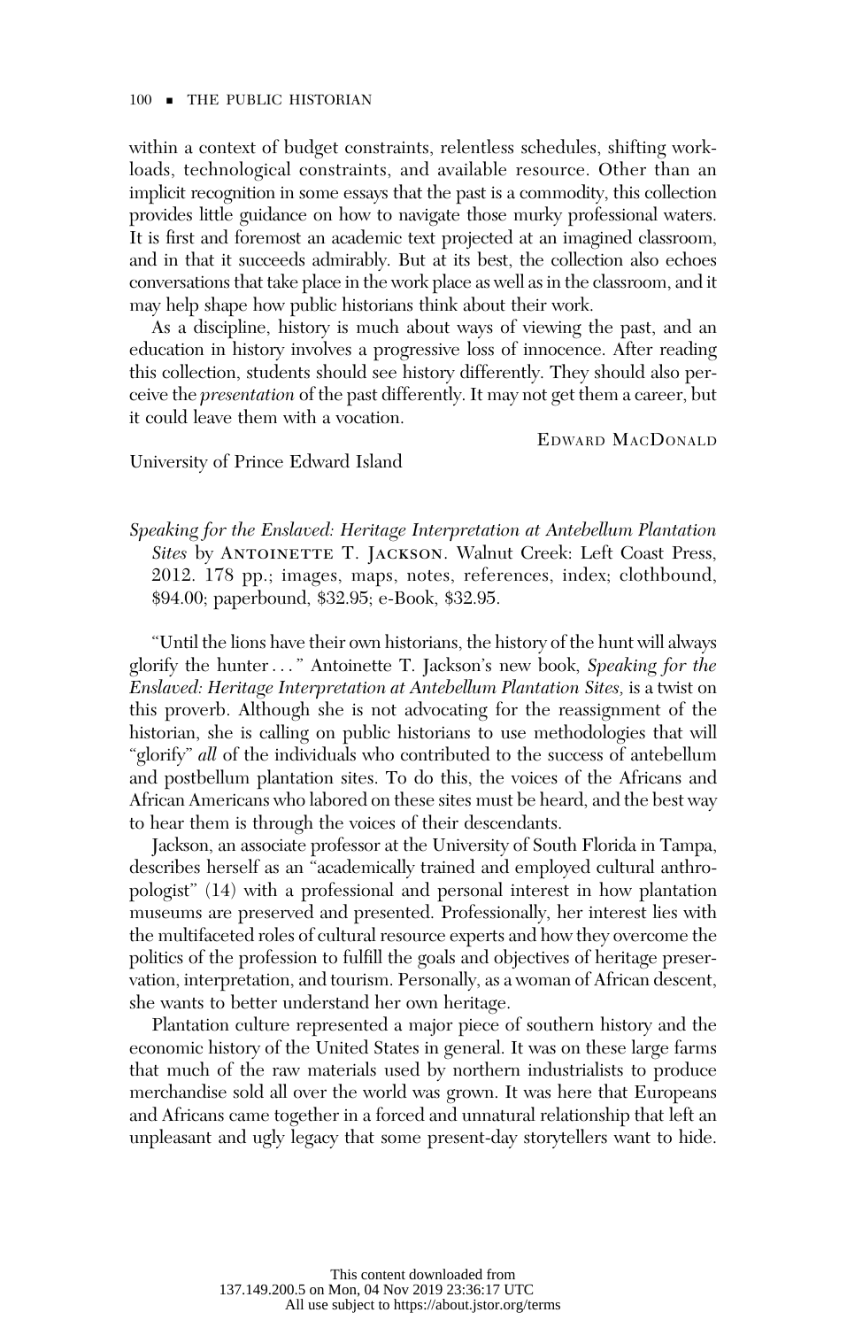within a context of budget constraints, relentless schedules, shifting workloads, technological constraints, and available resource. Other than an implicit recognition in some essays that the past is a commodity, this collection provides little guidance on how to navigate those murky professional waters. It is first and foremost an academic text projected at an imagined classroom, and in that it succeeds admirably. But at its best, the collection also echoes conversations that take place in the work place as well as in the classroom, and it may help shape how public historians think about their work.

As a discipline, history is much about ways of viewing the past, and an education in history involves a progressive loss of innocence. After reading this collection, students should see history differently. They should also perceive the *presentation* of the past differently. It may not get them a career, but it could leave them with a vocation.

EDWARD MACDONALD

University of Prince Edward Island

*Speaking for the Enslaved: Heritage Interpretation at Antebellum Plantation Sites* by ANTOINETTE T. JACKSON. Walnut Creek: Left Coast Press, 2012. 178 pp.; images, maps, notes, references, index; clothbound, \$94.00; paperbound, \$32.95; e-Book, \$32.95.

"Until the lions have their own historians, the history of the hunt will always glorify the hunter . . ." Antoinette T. Jackson's new book, *Speaking for the Enslaved: Heritage Interpretation at Antebellum Plantation Sites,* is a twist on this proverb. Although she is not advocating for the reassignment of the historian, she is calling on public historians to use methodologies that will "glorify" *all* of the individuals who contributed to the success of antebellum and postbellum plantation sites. To do this, the voices of the Africans and African Americans who labored on these sites must be heard, and the best way to hear them is through the voices of their descendants.

Jackson, an associate professor at the University of South Florida in Tampa, describes herself as an "academically trained and employed cultural anthropologist" (14) with a professional and personal interest in how plantation museums are preserved and presented. Professionally, her interest lies with the multifaceted roles of cultural resource experts and how they overcome the politics of the profession to fulfill the goals and objectives of heritage preservation, interpretation, and tourism. Personally, as a woman of African descent, she wants to better understand her own heritage.

Plantation culture represented a major piece of southern history and the economic history of the United States in general. It was on these large farms that much of the raw materials used by northern industrialists to produce merchandise sold all over the world was grown. It was here that Europeans and Africans came together in a forced and unnatural relationship that left an unpleasant and ugly legacy that some present-day storytellers want to hide.